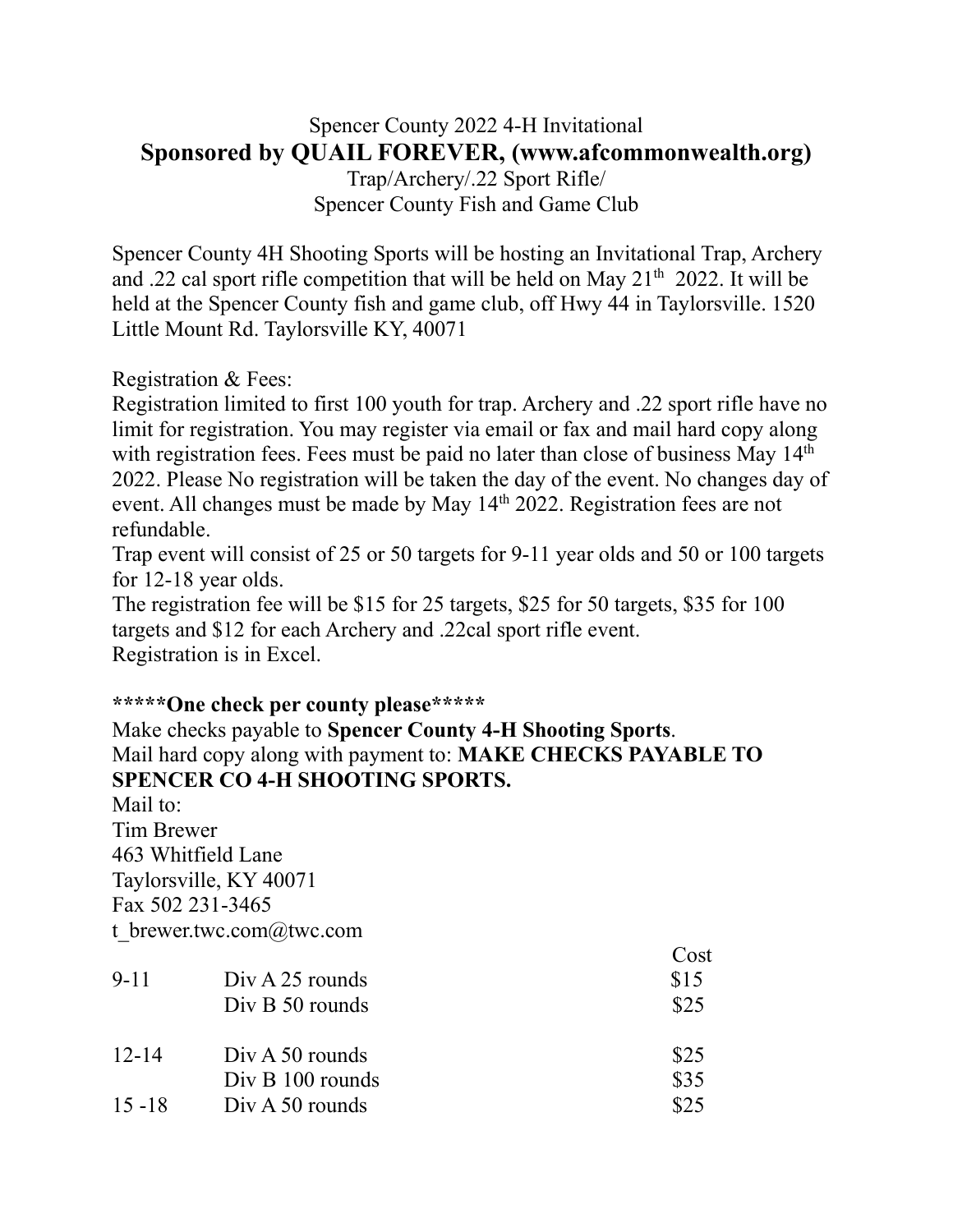Spencer County 2022 4-H Invitational

# Sponsored by QUAIL FOREVER, (www.afcommonwealth.org)

Trap/Archery/.22 Sport Rifle/
Spencer County Fish and Game Club

Spencer County 4H Shooting Sports will be hosting an Invitational Trap, Archery and .22 cal sport rifle competition that will be held on May 21th 2022. It will be held at the Spencer County fish and game club, off Hwy 44 in Taylorsville. 1520 Little Mount Rd. Taylorsville KY, 40071

Registration & Fees:

Registration limited to first 100 youth for trap. Archery and .22 sport rifle have no limit for registration. You may register via email or fax and mail hard copy along with registration fees. Fees must be paid no later than close of business May 14th 2022. Please No registration will be taken the day of the event. No changes day of event. All changes must be made by May 14th 2022. Registration fees are not refundable.

Trap event will consist of 25 or 50 targets for 9-11 year olds and 50 or 100 targets for 12-18 year olds.

The registration fee will be $15 for 25 targets, $25 for 50 targets, $35 for 100 targets and $12 for each Archery and .22cal sport rifle event.

Registration is in Excel.

**\*\*\*\*\*One check per county please\*\*\*\*\***

Make checks payable to **Spencer County 4-H Shooting Sports**.

Mail hard copy along with payment to: **MAKE CHECKS PAYABLE TO SPENCER CO 4-H SHOOTING SPORTS.**

Mail to:
Tim Brewer
463 Whitfield Lane
Taylorsville, KY 40071
Fax 502 231-3465
t_brewer.twc.com@twc.com

| | | Cost |
|---|---|---|
| 9-11 | Div A 25 rounds | $15 |
| | Div B 50 rounds | $25 |
| 12-14 | Div A 50 rounds | $25 |
| | Div B 100 rounds | $35 |
| 15 -18 | Div A 50 rounds | $25 |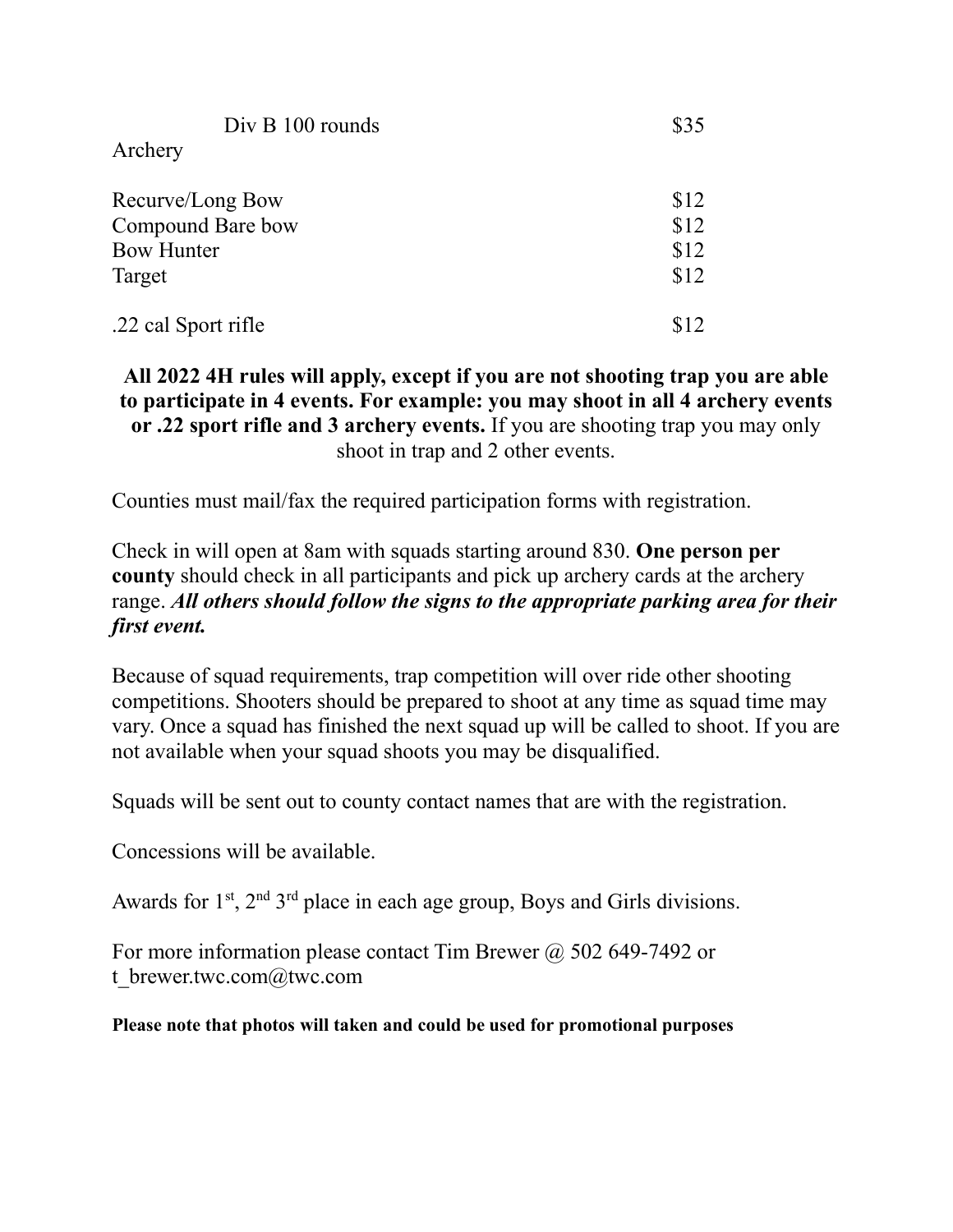| | |
|---|---|
| Div B 100 rounds | $35 |

Archery

| | |
|---|---|
| Recurve/Long Bow | $12 |
| Compound Bare bow | $12 |
| Bow Hunter | $12 |
| Target | $12 |
| | |
| .22 cal Sport rifle | $12 |

**All 2022 4H rules will apply, except if you are not shooting trap you are able to participate in 4 events. For example: you may shoot in all 4 archery events or .22 sport rifle and 3 archery events.** If you are shooting trap you may only shoot in trap and 2 other events.

Counties must mail/fax the required participation forms with registration.

Check in will open at 8am with squads starting around 830. **One person per county** should check in all participants and pick up archery cards at the archery range. ***All others should follow the signs to the appropriate parking area for their first event.***

Because of squad requirements, trap competition will over ride other shooting competitions. Shooters should be prepared to shoot at any time as squad time may vary. Once a squad has finished the next squad up will be called to shoot. If you are not available when your squad shoots you may be disqualified.

Squads will be sent out to county contact names that are with the registration.

Concessions will be available.

Awards for 1st, 2nd 3rd place in each age group, Boys and Girls divisions.

For more information please contact Tim Brewer @ 502 649-7492 or t_brewer.twc.com@twc.com

**Please note that photos will taken and could be used for promotional purposes**